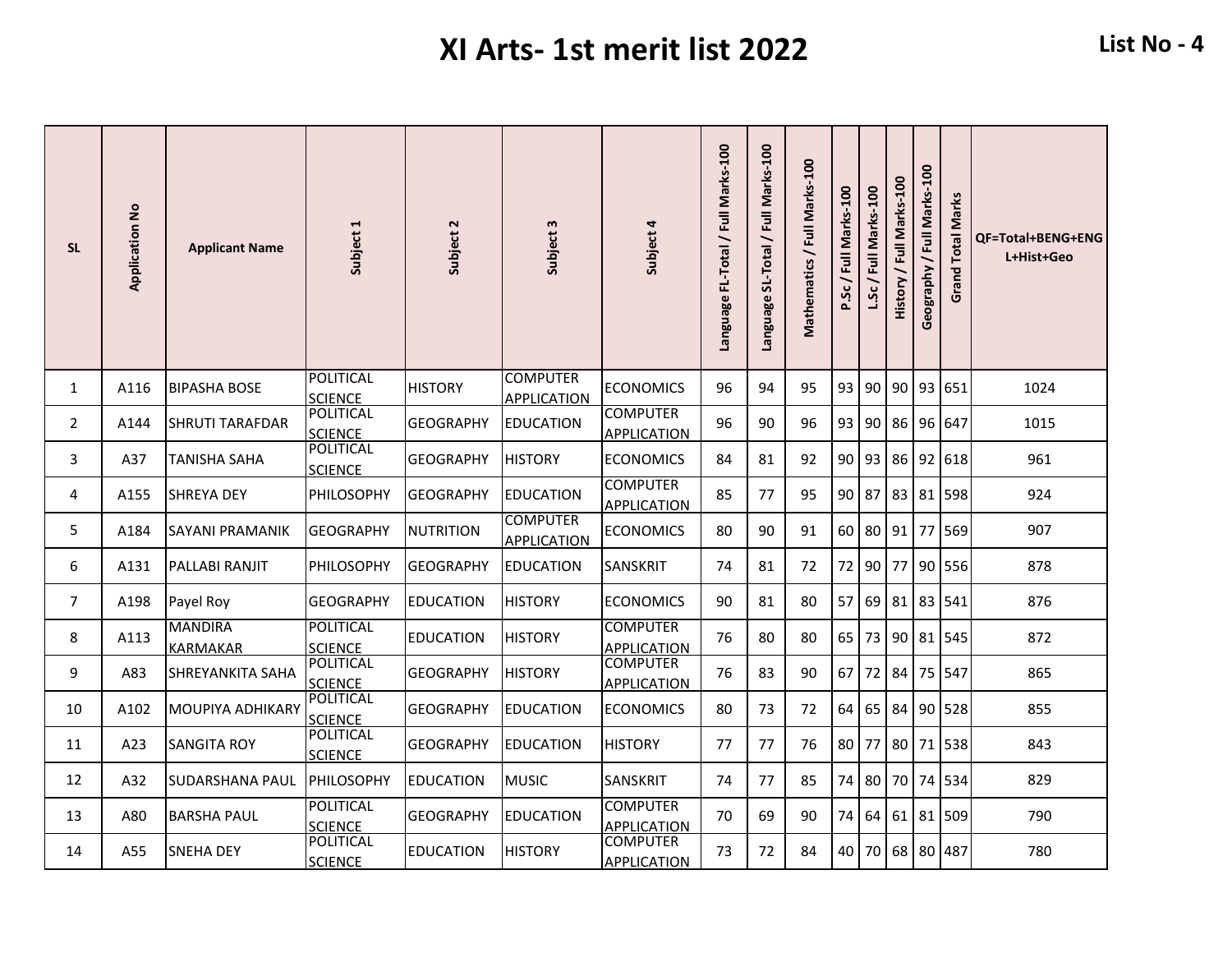# XI Arts- 1st merit list 2022

**List No - 4**

| SL | Application No | Applicant Name | Subject 1 | Subject 2 | Subject 3 | Subject 4 | Language FL-Total / Full Marks-100 | Language SL-Total / Full Marks-100 | Mathematics / Full Marks-100 | P.Sc / Full Marks-100 | L.Sc / Full Marks-100 | History / Full Marks-100 | Geography / Full Marks-100 | Grand Total Marks | QF=Total+BENG+ENG L+Hist+Geo |
|---|---|---|---|---|---|---|---|---|---|---|---|---|---|---|---|
| 1 | A116 | BIPASHA BOSE | POLITICAL SCIENCE | HISTORY | COMPUTER APPLICATION | ECONOMICS | 96 | 94 | 95 | 93 | 90 | 90 | 93 | 651 | 1024 |
| 2 | A144 | SHRUTI TARAFDAR | POLITICAL SCIENCE | GEOGRAPHY | EDUCATION | COMPUTER APPLICATION | 96 | 90 | 96 | 93 | 90 | 86 | 96 | 647 | 1015 |
| 3 | A37 | TANISHA SAHA | POLITICAL SCIENCE | GEOGRAPHY | HISTORY | ECONOMICS | 84 | 81 | 92 | 90 | 93 | 86 | 92 | 618 | 961 |
| 4 | A155 | SHREYA DEY | PHILOSOPHY | GEOGRAPHY | EDUCATION | COMPUTER APPLICATION | 85 | 77 | 95 | 90 | 87 | 83 | 81 | 598 | 924 |
| 5 | A184 | SAYANI PRAMANIK | GEOGRAPHY | NUTRITION | COMPUTER APPLICATION | ECONOMICS | 80 | 90 | 91 | 60 | 80 | 91 | 77 | 569 | 907 |
| 6 | A131 | PALLABI RANJIT | PHILOSOPHY | GEOGRAPHY | EDUCATION | SANSKRIT | 74 | 81 | 72 | 72 | 90 | 77 | 90 | 556 | 878 |
| 7 | A198 | Payel Roy | GEOGRAPHY | EDUCATION | HISTORY | ECONOMICS | 90 | 81 | 80 | 57 | 69 | 81 | 83 | 541 | 876 |
| 8 | A113 | MANDIRA KARMAKAR | POLITICAL SCIENCE | EDUCATION | HISTORY | COMPUTER APPLICATION | 76 | 80 | 80 | 65 | 73 | 90 | 81 | 545 | 872 |
| 9 | A83 | SHREYANKITA SAHA | POLITICAL SCIENCE | GEOGRAPHY | HISTORY | COMPUTER APPLICATION | 76 | 83 | 90 | 67 | 72 | 84 | 75 | 547 | 865 |
| 10 | A102 | MOUPIYA ADHIKARY | POLITICAL SCIENCE | GEOGRAPHY | EDUCATION | ECONOMICS | 80 | 73 | 72 | 64 | 65 | 84 | 90 | 528 | 855 |
| 11 | A23 | SANGITA ROY | POLITICAL SCIENCE | GEOGRAPHY | EDUCATION | HISTORY | 77 | 77 | 76 | 80 | 77 | 80 | 71 | 538 | 843 |
| 12 | A32 | SUDARSHANA PAUL | PHILOSOPHY | EDUCATION | MUSIC | SANSKRIT | 74 | 77 | 85 | 74 | 80 | 70 | 74 | 534 | 829 |
| 13 | A80 | BARSHA PAUL | POLITICAL SCIENCE | GEOGRAPHY | EDUCATION | COMPUTER APPLICATION | 70 | 69 | 90 | 74 | 64 | 61 | 81 | 509 | 790 |
| 14 | A55 | SNEHA DEY | POLITICAL SCIENCE | EDUCATION | HISTORY | COMPUTER APPLICATION | 73 | 72 | 84 | 40 | 70 | 68 | 80 | 487 | 780 |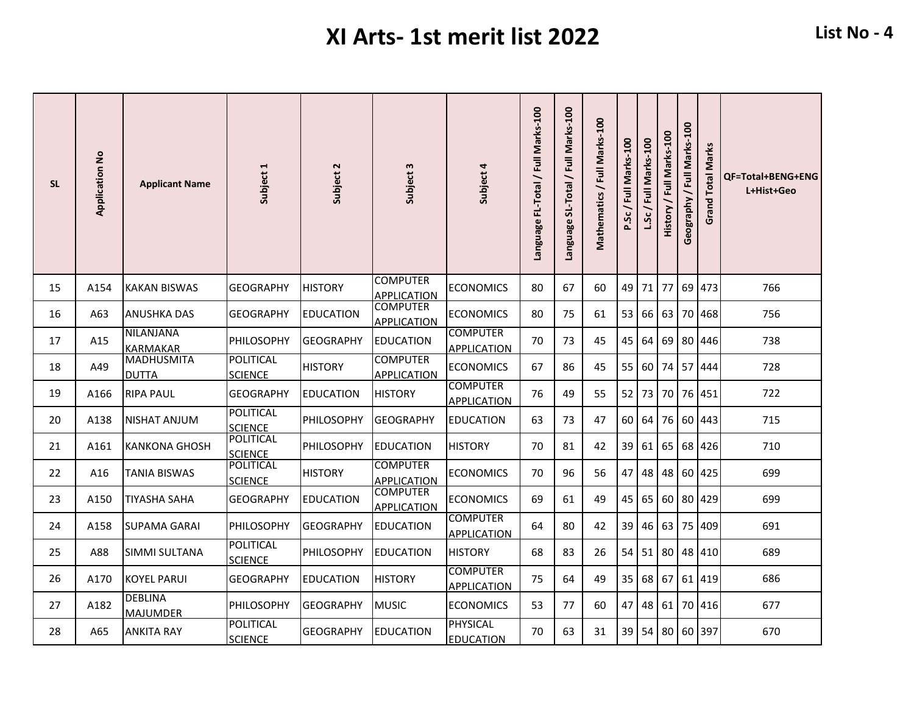# XI Arts- 1st merit list 2022

**List No - 4**

| SL | Application No | Applicant Name | Subject 1 | Subject 2 | Subject 3 | Subject 4 | Language FL-Total / Full Marks-100 | Language SL-Total / Full Marks-100 | Mathematics / Full Marks-100 | P.Sc / Full Marks-100 | L.Sc / Full Marks-100 | History / Full Marks-100 | Geography / Full Marks-100 | Grand Total Marks | QF=Total+BENG+ENGL+Hist+Geo |
|---|---|---|---|---|---|---|---|---|---|---|---|---|---|---|---|
| 15 | A154 | KAKAN BISWAS | GEOGRAPHY | HISTORY | COMPUTER APPLICATION | ECONOMICS | 80 | 67 | 60 | 49 | 71 | 77 | 69 | 473 | 766 |
| 16 | A63 | ANUSHKA DAS | GEOGRAPHY | EDUCATION | COMPUTER APPLICATION | ECONOMICS | 80 | 75 | 61 | 53 | 66 | 63 | 70 | 468 | 756 |
| 17 | A15 | NILANJANA KARMAKAR | PHILOSOPHY | GEOGRAPHY | EDUCATION | COMPUTER APPLICATION | 70 | 73 | 45 | 45 | 64 | 69 | 80 | 446 | 738 |
| 18 | A49 | MADHUSMITA DUTTA | POLITICAL SCIENCE | HISTORY | COMPUTER APPLICATION | ECONOMICS | 67 | 86 | 45 | 55 | 60 | 74 | 57 | 444 | 728 |
| 19 | A166 | RIPA PAUL | GEOGRAPHY | EDUCATION | HISTORY | COMPUTER APPLICATION | 76 | 49 | 55 | 52 | 73 | 70 | 76 | 451 | 722 |
| 20 | A138 | NISHAT ANJUM | POLITICAL SCIENCE | PHILOSOPHY | GEOGRAPHY | EDUCATION | 63 | 73 | 47 | 60 | 64 | 76 | 60 | 443 | 715 |
| 21 | A161 | KANKONA GHOSH | POLITICAL SCIENCE | PHILOSOPHY | EDUCATION | HISTORY | 70 | 81 | 42 | 39 | 61 | 65 | 68 | 426 | 710 |
| 22 | A16 | TANIA BISWAS | POLITICAL SCIENCE | HISTORY | COMPUTER APPLICATION | ECONOMICS | 70 | 96 | 56 | 47 | 48 | 48 | 60 | 425 | 699 |
| 23 | A150 | TIYASHA SAHA | GEOGRAPHY | EDUCATION | COMPUTER APPLICATION | ECONOMICS | 69 | 61 | 49 | 45 | 65 | 60 | 80 | 429 | 699 |
| 24 | A158 | SUPAMA GARAI | PHILOSOPHY | GEOGRAPHY | EDUCATION | COMPUTER APPLICATION | 64 | 80 | 42 | 39 | 46 | 63 | 75 | 409 | 691 |
| 25 | A88 | SIMMI SULTANA | POLITICAL SCIENCE | PHILOSOPHY | EDUCATION | HISTORY | 68 | 83 | 26 | 54 | 51 | 80 | 48 | 410 | 689 |
| 26 | A170 | KOYEL PARUI | GEOGRAPHY | EDUCATION | HISTORY | COMPUTER APPLICATION | 75 | 64 | 49 | 35 | 68 | 67 | 61 | 419 | 686 |
| 27 | A182 | DEBLINA MAJUMDER | PHILOSOPHY | GEOGRAPHY | MUSIC | ECONOMICS | 53 | 77 | 60 | 47 | 48 | 61 | 70 | 416 | 677 |
| 28 | A65 | ANKITA RAY | POLITICAL SCIENCE | GEOGRAPHY | EDUCATION | PHYSICAL EDUCATION | 70 | 63 | 31 | 39 | 54 | 80 | 60 | 397 | 670 |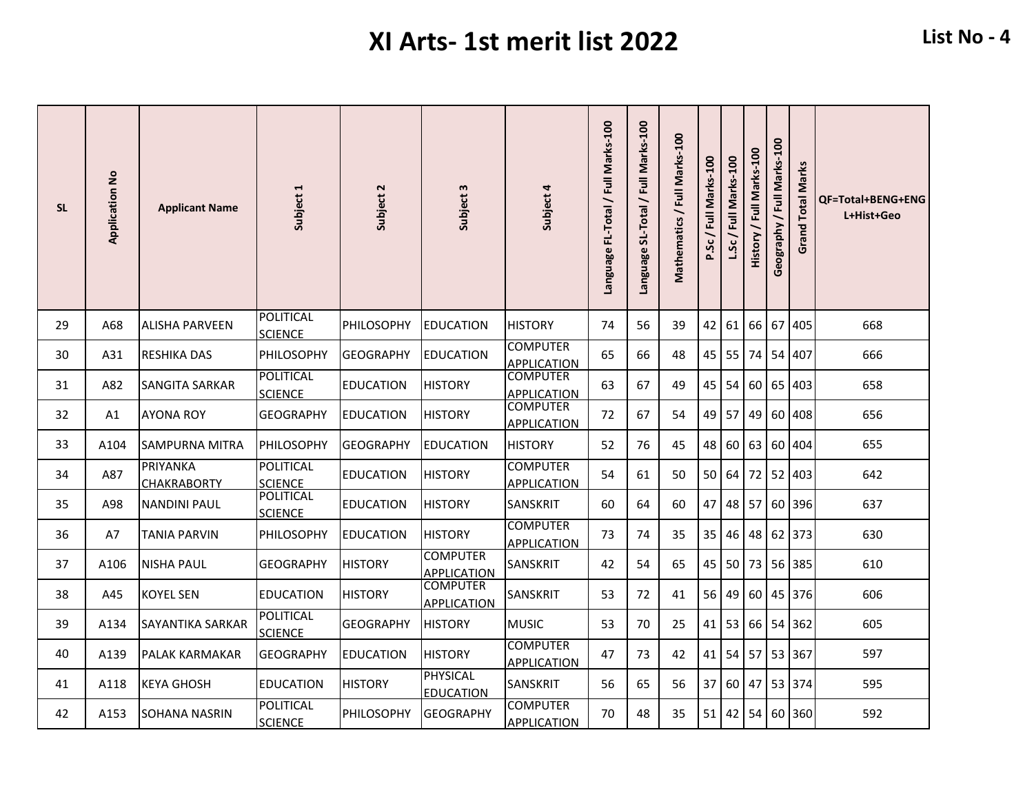# XI Arts- 1st merit list 2022

**List No - 4**

| SL | Application No | Applicant Name | Subject 1 | Subject 2 | Subject 3 | Subject 4 | Language FL-Total / Full Marks-100 | Language SL-Total / Full Marks-100 | Mathematics / Full Marks-100 | P.Sc / Full Marks-100 | L.Sc / Full Marks-100 | History / Full Marks-100 | Geography / Full Marks-100 | Grand Total Marks | QF=Total+BENG+ENG L+Hist+Geo |
|---|---|---|---|---|---|---|---|---|---|---|---|---|---|---|---|
| 29 | A68 | ALISHA PARVEEN | POLITICAL SCIENCE | PHILOSOPHY | EDUCATION | HISTORY | 74 | 56 | 39 | 42 | 61 | 66 | 67 | 405 | 668 |
| 30 | A31 | RESHIKA DAS | PHILOSOPHY | GEOGRAPHY | EDUCATION | COMPUTER APPLICATION | 65 | 66 | 48 | 45 | 55 | 74 | 54 | 407 | 666 |
| 31 | A82 | SANGITA SARKAR | POLITICAL SCIENCE | EDUCATION | HISTORY | COMPUTER APPLICATION | 63 | 67 | 49 | 45 | 54 | 60 | 65 | 403 | 658 |
| 32 | A1 | AYONA ROY | GEOGRAPHY | EDUCATION | HISTORY | COMPUTER APPLICATION | 72 | 67 | 54 | 49 | 57 | 49 | 60 | 408 | 656 |
| 33 | A104 | SAMPURNA MITRA | PHILOSOPHY | GEOGRAPHY | EDUCATION | HISTORY | 52 | 76 | 45 | 48 | 60 | 63 | 60 | 404 | 655 |
| 34 | A87 | PRIYANKA CHAKRABORTY | POLITICAL SCIENCE | EDUCATION | HISTORY | COMPUTER APPLICATION | 54 | 61 | 50 | 50 | 64 | 72 | 52 | 403 | 642 |
| 35 | A98 | NANDINI PAUL | POLITICAL SCIENCE | EDUCATION | HISTORY | SANSKRIT | 60 | 64 | 60 | 47 | 48 | 57 | 60 | 396 | 637 |
| 36 | A7 | TANIA PARVIN | PHILOSOPHY | EDUCATION | HISTORY | COMPUTER APPLICATION | 73 | 74 | 35 | 35 | 46 | 48 | 62 | 373 | 630 |
| 37 | A106 | NISHA PAUL | GEOGRAPHY | HISTORY | COMPUTER APPLICATION | SANSKRIT | 42 | 54 | 65 | 45 | 50 | 73 | 56 | 385 | 610 |
| 38 | A45 | KOYEL SEN | EDUCATION | HISTORY | COMPUTER APPLICATION | SANSKRIT | 53 | 72 | 41 | 56 | 49 | 60 | 45 | 376 | 606 |
| 39 | A134 | SAYANTIKA SARKAR | POLITICAL SCIENCE | GEOGRAPHY | HISTORY | MUSIC | 53 | 70 | 25 | 41 | 53 | 66 | 54 | 362 | 605 |
| 40 | A139 | PALAK KARMAKAR | GEOGRAPHY | EDUCATION | HISTORY | COMPUTER APPLICATION | 47 | 73 | 42 | 41 | 54 | 57 | 53 | 367 | 597 |
| 41 | A118 | KEYA GHOSH | EDUCATION | HISTORY | PHYSICAL EDUCATION | SANSKRIT | 56 | 65 | 56 | 37 | 60 | 47 | 53 | 374 | 595 |
| 42 | A153 | SOHANA NASRIN | POLITICAL SCIENCE | PHILOSOPHY | GEOGRAPHY | COMPUTER APPLICATION | 70 | 48 | 35 | 51 | 42 | 54 | 60 | 360 | 592 |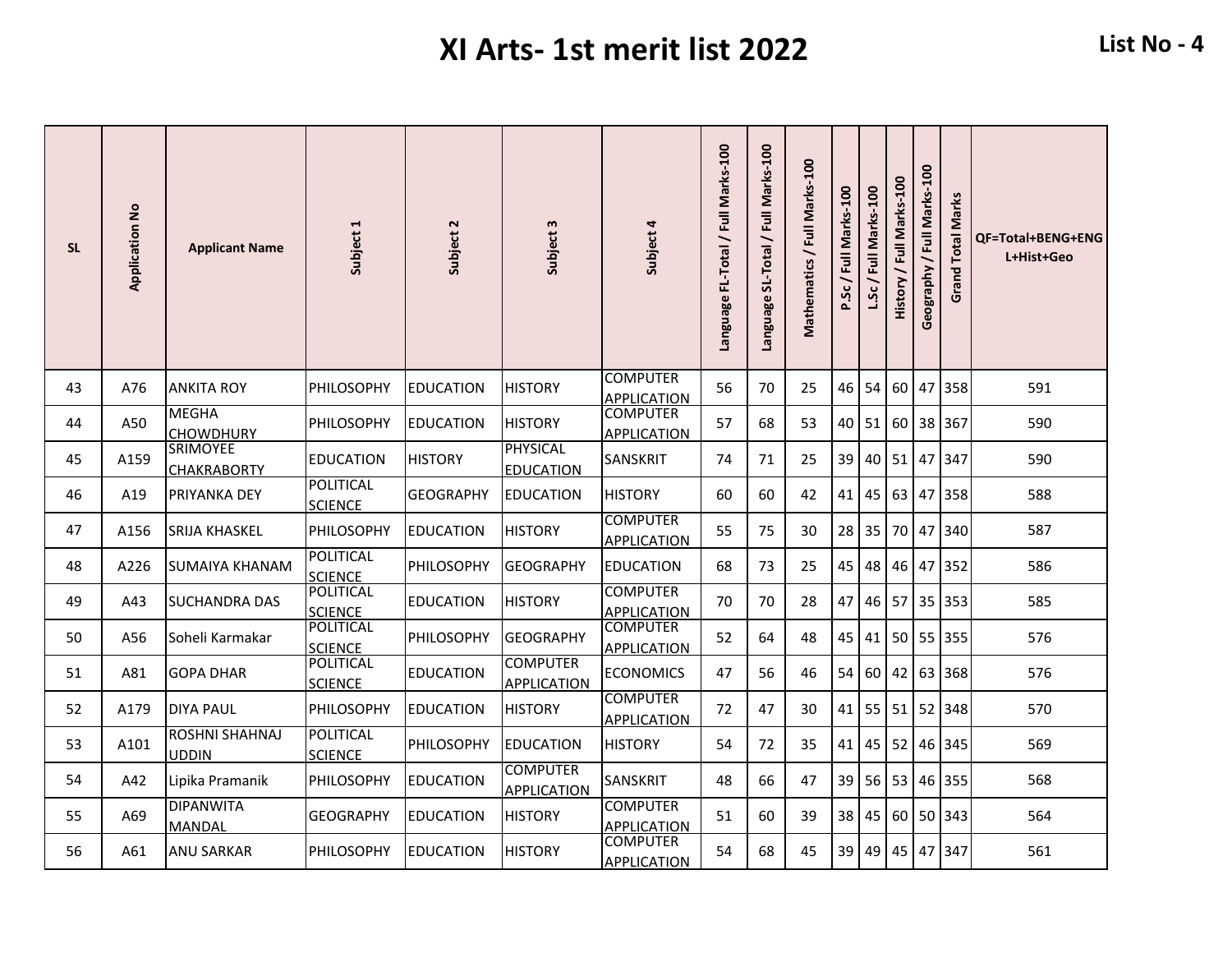# XI Arts- 1st merit list 2022

**List No - 4**

| SL | Application No | Applicant Name | Subject 1 | Subject 2 | Subject 3 | Subject 4 | Language FL-Total / Full Marks-100 | Language SL-Total / Full Marks-100 | Mathematics / Full Marks-100 | P.Sc / Full Marks-100 | L.Sc / Full Marks-100 | History / Full Marks-100 | Geography / Full Marks-100 | Grand Total Marks | QF=Total+BENG+ENG L+Hist+Geo |
|---|---|---|---|---|---|---|---|---|---|---|---|---|---|---|---|
| 43 | A76 | ANKITA ROY | PHILOSOPHY | EDUCATION | HISTORY | COMPUTER APPLICATION | 56 | 70 | 25 | 46 | 54 | 60 | 47 | 358 | 591 |
| 44 | A50 | MEGHA CHOWDHURY | PHILOSOPHY | EDUCATION | HISTORY | COMPUTER APPLICATION | 57 | 68 | 53 | 40 | 51 | 60 | 38 | 367 | 590 |
| 45 | A159 | SRIMOYEE CHAKRABORTY | EDUCATION | HISTORY | PHYSICAL EDUCATION | SANSKRIT | 74 | 71 | 25 | 39 | 40 | 51 | 47 | 347 | 590 |
| 46 | A19 | PRIYANKA DEY | POLITICAL SCIENCE | GEOGRAPHY | EDUCATION | HISTORY | 60 | 60 | 42 | 41 | 45 | 63 | 47 | 358 | 588 |
| 47 | A156 | SRIJA KHASKEL | PHILOSOPHY | EDUCATION | HISTORY | COMPUTER APPLICATION | 55 | 75 | 30 | 28 | 35 | 70 | 47 | 340 | 587 |
| 48 | A226 | SUMAIYA KHANAM | POLITICAL SCIENCE | PHILOSOPHY | GEOGRAPHY | EDUCATION | 68 | 73 | 25 | 45 | 48 | 46 | 47 | 352 | 586 |
| 49 | A43 | SUCHANDRA DAS | POLITICAL SCIENCE | EDUCATION | HISTORY | COMPUTER APPLICATION | 70 | 70 | 28 | 47 | 46 | 57 | 35 | 353 | 585 |
| 50 | A56 | Soheli Karmakar | POLITICAL SCIENCE | PHILOSOPHY | GEOGRAPHY | COMPUTER APPLICATION | 52 | 64 | 48 | 45 | 41 | 50 | 55 | 355 | 576 |
| 51 | A81 | GOPA DHAR | POLITICAL SCIENCE | EDUCATION | COMPUTER APPLICATION | ECONOMICS | 47 | 56 | 46 | 54 | 60 | 42 | 63 | 368 | 576 |
| 52 | A179 | DIYA PAUL | PHILOSOPHY | EDUCATION | HISTORY | COMPUTER APPLICATION | 72 | 47 | 30 | 41 | 55 | 51 | 52 | 348 | 570 |
| 53 | A101 | ROSHNI SHAHNAJ UDDIN | POLITICAL SCIENCE | PHILOSOPHY | EDUCATION | HISTORY | 54 | 72 | 35 | 41 | 45 | 52 | 46 | 345 | 569 |
| 54 | A42 | Lipika Pramanik | PHILOSOPHY | EDUCATION | COMPUTER APPLICATION | SANSKRIT | 48 | 66 | 47 | 39 | 56 | 53 | 46 | 355 | 568 |
| 55 | A69 | DIPANWITA MANDAL | GEOGRAPHY | EDUCATION | HISTORY | COMPUTER APPLICATION | 51 | 60 | 39 | 38 | 45 | 60 | 50 | 343 | 564 |
| 56 | A61 | ANU SARKAR | PHILOSOPHY | EDUCATION | HISTORY | COMPUTER APPLICATION | 54 | 68 | 45 | 39 | 49 | 45 | 47 | 347 | 561 |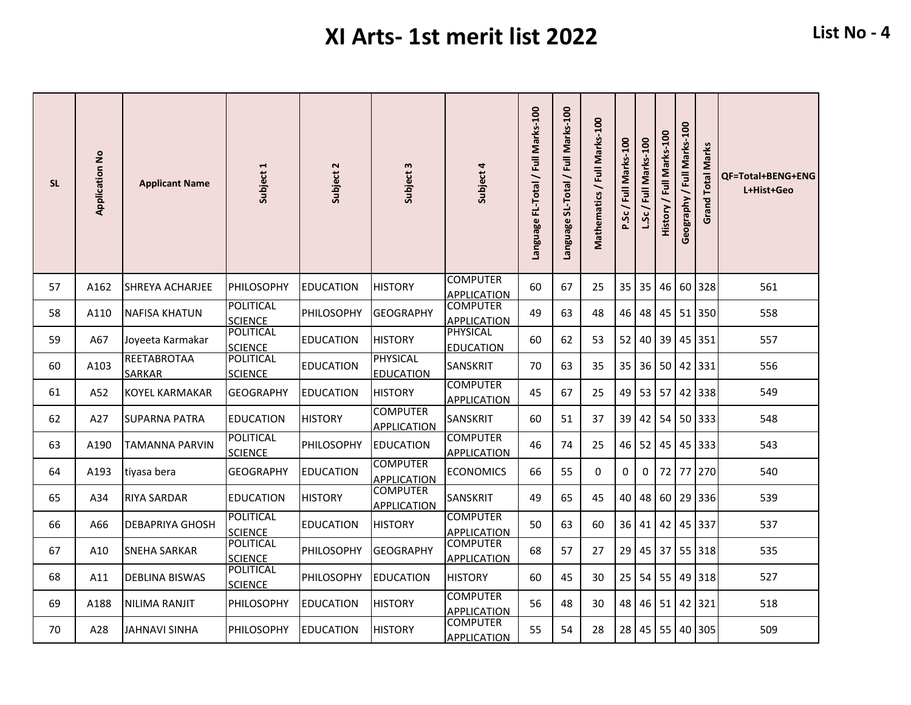# XI Arts- 1st merit list 2022

**List No - 4**

| SL | Application No | Applicant Name | Subject 1 | Subject 2 | Subject 3 | Subject 4 | Language FL-Total / Full Marks-100 | Language SL-Total / Full Marks-100 | Mathematics / Full Marks-100 | P.Sc / Full Marks-100 | L.Sc / Full Marks-100 | History / Full Marks-100 | Geography / Full Marks-100 | Grand Total Marks | QF=Total+BENG+ENGL+Hist+Geo |
|---|---|---|---|---|---|---|---|---|---|---|---|---|---|---|---|
| 57 | A162 | SHREYA ACHARJEE | PHILOSOPHY | EDUCATION | HISTORY | COMPUTER APPLICATION | 60 | 67 | 25 | 35 | 35 | 46 | 60 | 328 | 561 |
| 58 | A110 | NAFISA KHATUN | POLITICAL SCIENCE | PHILOSOPHY | GEOGRAPHY | COMPUTER APPLICATION | 49 | 63 | 48 | 46 | 48 | 45 | 51 | 350 | 558 |
| 59 | A67 | Joyeeta Karmakar | POLITICAL SCIENCE | EDUCATION | HISTORY | PHYSICAL EDUCATION | 60 | 62 | 53 | 52 | 40 | 39 | 45 | 351 | 557 |
| 60 | A103 | REETABROTAA SARKAR | POLITICAL SCIENCE | EDUCATION | PHYSICAL EDUCATION | SANSKRIT | 70 | 63 | 35 | 35 | 36 | 50 | 42 | 331 | 556 |
| 61 | A52 | KOYEL KARMAKAR | GEOGRAPHY | EDUCATION | HISTORY | COMPUTER APPLICATION | 45 | 67 | 25 | 49 | 53 | 57 | 42 | 338 | 549 |
| 62 | A27 | SUPARNA PATRA | EDUCATION | HISTORY | COMPUTER APPLICATION | SANSKRIT | 60 | 51 | 37 | 39 | 42 | 54 | 50 | 333 | 548 |
| 63 | A190 | TAMANNA PARVIN | POLITICAL SCIENCE | PHILOSOPHY | EDUCATION | COMPUTER APPLICATION | 46 | 74 | 25 | 46 | 52 | 45 | 45 | 333 | 543 |
| 64 | A193 | tiyasa bera | GEOGRAPHY | EDUCATION | COMPUTER APPLICATION | ECONOMICS | 66 | 55 | 0 | 0 | 0 | 72 | 77 | 270 | 540 |
| 65 | A34 | RIYA SARDAR | EDUCATION | HISTORY | COMPUTER APPLICATION | SANSKRIT | 49 | 65 | 45 | 40 | 48 | 60 | 29 | 336 | 539 |
| 66 | A66 | DEBAPRIYA GHOSH | POLITICAL SCIENCE | EDUCATION | HISTORY | COMPUTER APPLICATION | 50 | 63 | 60 | 36 | 41 | 42 | 45 | 337 | 537 |
| 67 | A10 | SNEHA SARKAR | POLITICAL SCIENCE | PHILOSOPHY | GEOGRAPHY | COMPUTER APPLICATION | 68 | 57 | 27 | 29 | 45 | 37 | 55 | 318 | 535 |
| 68 | A11 | DEBLINA BISWAS | POLITICAL SCIENCE | PHILOSOPHY | EDUCATION | HISTORY | 60 | 45 | 30 | 25 | 54 | 55 | 49 | 318 | 527 |
| 69 | A188 | NILIMA RANJIT | PHILOSOPHY | EDUCATION | HISTORY | COMPUTER APPLICATION | 56 | 48 | 30 | 48 | 46 | 51 | 42 | 321 | 518 |
| 70 | A28 | JAHNAVI SINHA | PHILOSOPHY | EDUCATION | HISTORY | COMPUTER APPLICATION | 55 | 54 | 28 | 28 | 45 | 55 | 40 | 305 | 509 |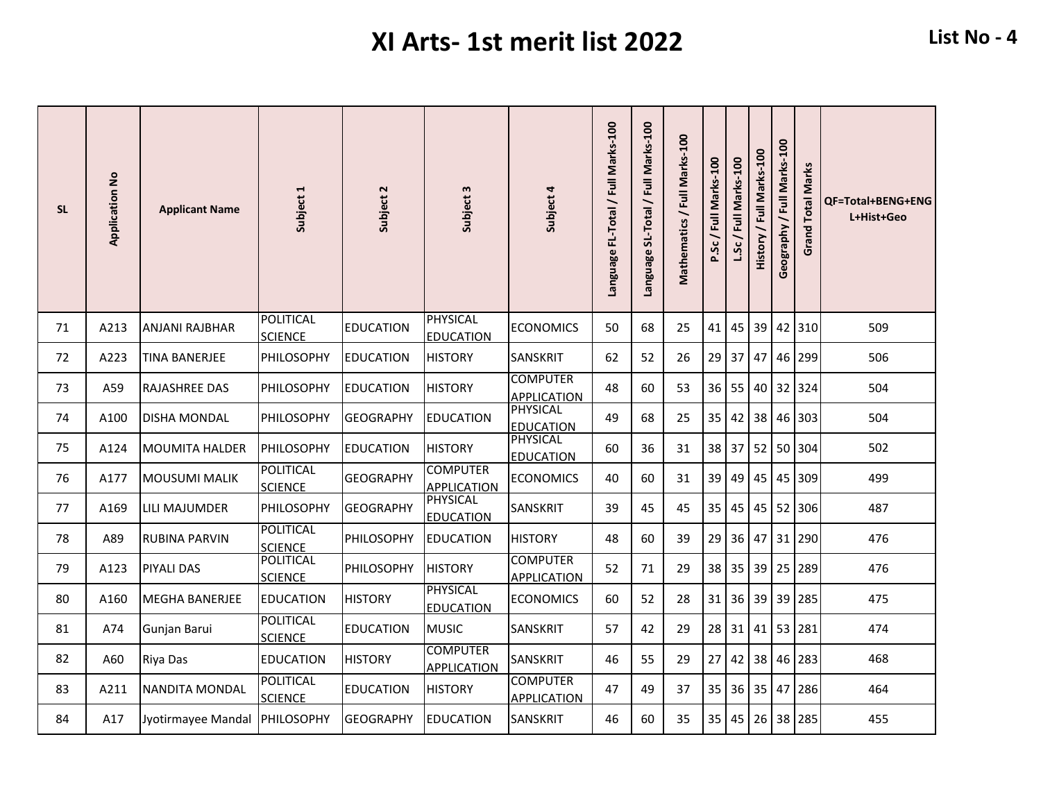# XI Arts- 1st merit list 2022

**List No - 4**

| SL | Application No | Applicant Name | Subject 1 | Subject 2 | Subject 3 | Subject 4 | Language FL-Total / Full Marks-100 | Language SL-Total / Full Marks-100 | Mathematics / Full Marks-100 | P.Sc / Full Marks-100 | L.Sc / Full Marks-100 | History / Full Marks-100 | Geography / Full Marks-100 | Grand Total Marks | QF=Total+BENG+ENG L+Hist+Geo |
|---|---|---|---|---|---|---|---|---|---|---|---|---|---|---|---|
| 71 | A213 | ANJANI RAJBHAR | POLITICAL SCIENCE | EDUCATION | PHYSICAL EDUCATION | ECONOMICS | 50 | 68 | 25 | 41 | 45 | 39 | 42 | 310 | 509 |
| 72 | A223 | TINA BANERJEE | PHILOSOPHY | EDUCATION | HISTORY | SANSKRIT | 62 | 52 | 26 | 29 | 37 | 47 | 46 | 299 | 506 |
| 73 | A59 | RAJASHREE DAS | PHILOSOPHY | EDUCATION | HISTORY | COMPUTER APPLICATION | 48 | 60 | 53 | 36 | 55 | 40 | 32 | 324 | 504 |
| 74 | A100 | DISHA MONDAL | PHILOSOPHY | GEOGRAPHY | EDUCATION | PHYSICAL EDUCATION | 49 | 68 | 25 | 35 | 42 | 38 | 46 | 303 | 504 |
| 75 | A124 | MOUMITA HALDER | PHILOSOPHY | EDUCATION | HISTORY | PHYSICAL EDUCATION | 60 | 36 | 31 | 38 | 37 | 52 | 50 | 304 | 502 |
| 76 | A177 | MOUSUMI MALIK | POLITICAL SCIENCE | GEOGRAPHY | COMPUTER APPLICATION | ECONOMICS | 40 | 60 | 31 | 39 | 49 | 45 | 45 | 309 | 499 |
| 77 | A169 | LILI MAJUMDER | PHILOSOPHY | GEOGRAPHY | PHYSICAL EDUCATION | SANSKRIT | 39 | 45 | 45 | 35 | 45 | 45 | 52 | 306 | 487 |
| 78 | A89 | RUBINA PARVIN | POLITICAL SCIENCE | PHILOSOPHY | EDUCATION | HISTORY | 48 | 60 | 39 | 29 | 36 | 47 | 31 | 290 | 476 |
| 79 | A123 | PIYALI DAS | POLITICAL SCIENCE | PHILOSOPHY | HISTORY | COMPUTER APPLICATION | 52 | 71 | 29 | 38 | 35 | 39 | 25 | 289 | 476 |
| 80 | A160 | MEGHA BANERJEE | EDUCATION | HISTORY | PHYSICAL EDUCATION | ECONOMICS | 60 | 52 | 28 | 31 | 36 | 39 | 39 | 285 | 475 |
| 81 | A74 | Gunjan Barui | POLITICAL SCIENCE | EDUCATION | MUSIC | SANSKRIT | 57 | 42 | 29 | 28 | 31 | 41 | 53 | 281 | 474 |
| 82 | A60 | Riya Das | EDUCATION | HISTORY | COMPUTER APPLICATION | SANSKRIT | 46 | 55 | 29 | 27 | 42 | 38 | 46 | 283 | 468 |
| 83 | A211 | NANDITA MONDAL | POLITICAL SCIENCE | EDUCATION | HISTORY | COMPUTER APPLICATION | 47 | 49 | 37 | 35 | 36 | 35 | 47 | 286 | 464 |
| 84 | A17 | Jyotirmayee Mandal | PHILOSOPHY | GEOGRAPHY | EDUCATION | SANSKRIT | 46 | 60 | 35 | 35 | 45 | 26 | 38 | 285 | 455 |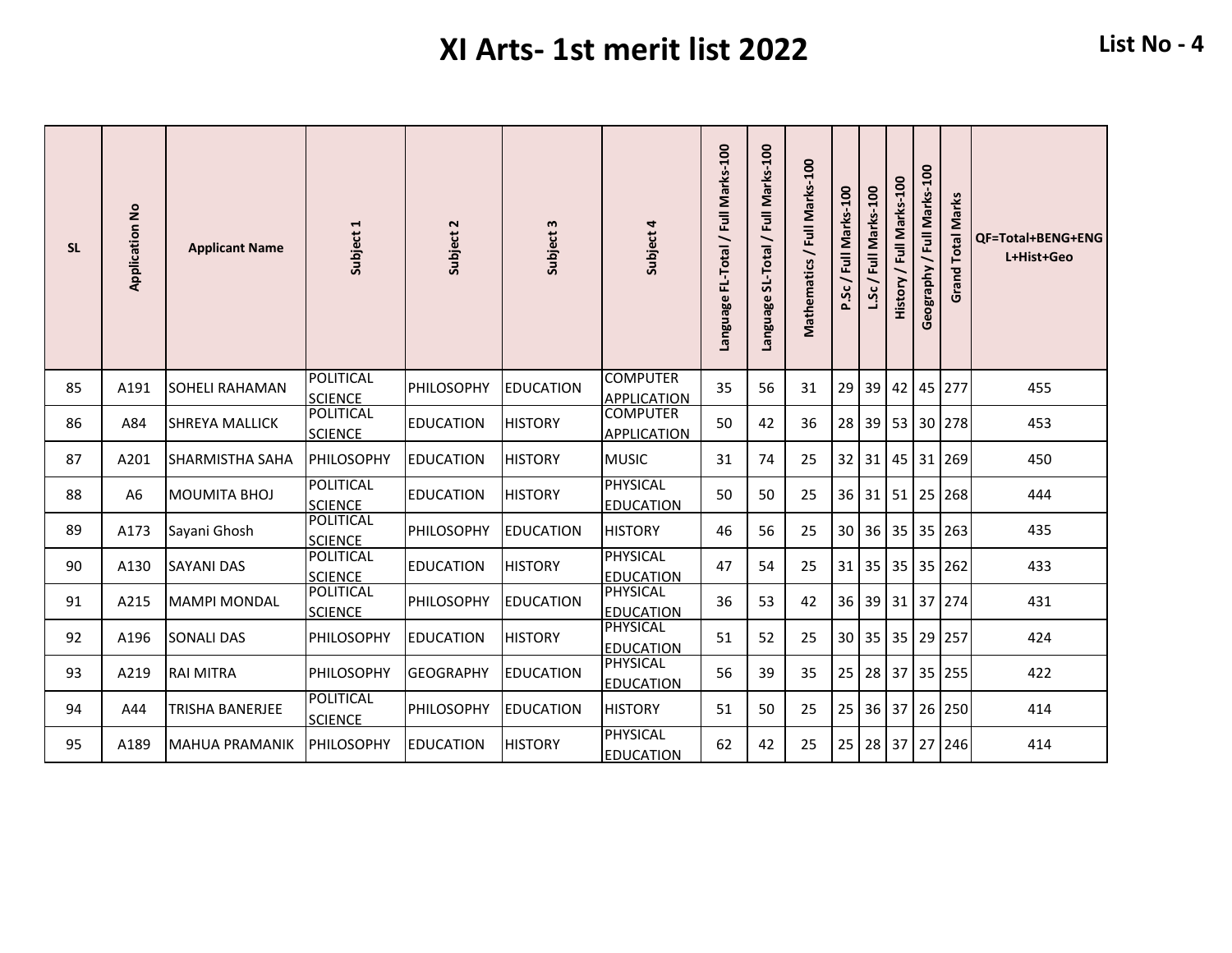# XI Arts- 1st merit list 2022

**List No - 4**

| SL | Application No | Applicant Name | Subject 1 | Subject 2 | Subject 3 | Subject 4 | Language FL-Total / Full Marks-100 | Language SL-Total / Full Marks-100 | Mathematics / Full Marks-100 | P.Sc / Full Marks-100 | L.Sc / Full Marks-100 | History / Full Marks-100 | Geography / Full Marks-100 | Grand Total Marks | QF=Total+BENG+ENG L+Hist+Geo |
|---|---|---|---|---|---|---|---|---|---|---|---|---|---|---|---|
| 85 | A191 | SOHELI RAHAMAN | POLITICAL SCIENCE | PHILOSOPHY | EDUCATION | COMPUTER APPLICATION | 35 | 56 | 31 | 29 | 39 | 42 | 45 | 277 | 455 |
| 86 | A84 | SHREYA MALLICK | POLITICAL SCIENCE | EDUCATION | HISTORY | COMPUTER APPLICATION | 50 | 42 | 36 | 28 | 39 | 53 | 30 | 278 | 453 |
| 87 | A201 | SHARMISTHA SAHA | PHILOSOPHY | EDUCATION | HISTORY | MUSIC | 31 | 74 | 25 | 32 | 31 | 45 | 31 | 269 | 450 |
| 88 | A6 | MOUMITA BHOJ | POLITICAL SCIENCE | EDUCATION | HISTORY | PHYSICAL EDUCATION | 50 | 50 | 25 | 36 | 31 | 51 | 25 | 268 | 444 |
| 89 | A173 | Sayani Ghosh | POLITICAL SCIENCE | PHILOSOPHY | EDUCATION | HISTORY | 46 | 56 | 25 | 30 | 36 | 35 | 35 | 263 | 435 |
| 90 | A130 | SAYANI DAS | POLITICAL SCIENCE | EDUCATION | HISTORY | PHYSICAL EDUCATION | 47 | 54 | 25 | 31 | 35 | 35 | 35 | 262 | 433 |
| 91 | A215 | MAMPI MONDAL | POLITICAL SCIENCE | PHILOSOPHY | EDUCATION | PHYSICAL EDUCATION | 36 | 53 | 42 | 36 | 39 | 31 | 37 | 274 | 431 |
| 92 | A196 | SONALI DAS | PHILOSOPHY | EDUCATION | HISTORY | PHYSICAL EDUCATION | 51 | 52 | 25 | 30 | 35 | 35 | 29 | 257 | 424 |
| 93 | A219 | RAI MITRA | PHILOSOPHY | GEOGRAPHY | EDUCATION | PHYSICAL EDUCATION | 56 | 39 | 35 | 25 | 28 | 37 | 35 | 255 | 422 |
| 94 | A44 | TRISHA BANERJEE | POLITICAL SCIENCE | PHILOSOPHY | EDUCATION | HISTORY | 51 | 50 | 25 | 25 | 36 | 37 | 26 | 250 | 414 |
| 95 | A189 | MAHUA PRAMANIK | PHILOSOPHY | EDUCATION | HISTORY | PHYSICAL EDUCATION | 62 | 42 | 25 | 25 | 28 | 37 | 27 | 246 | 414 |